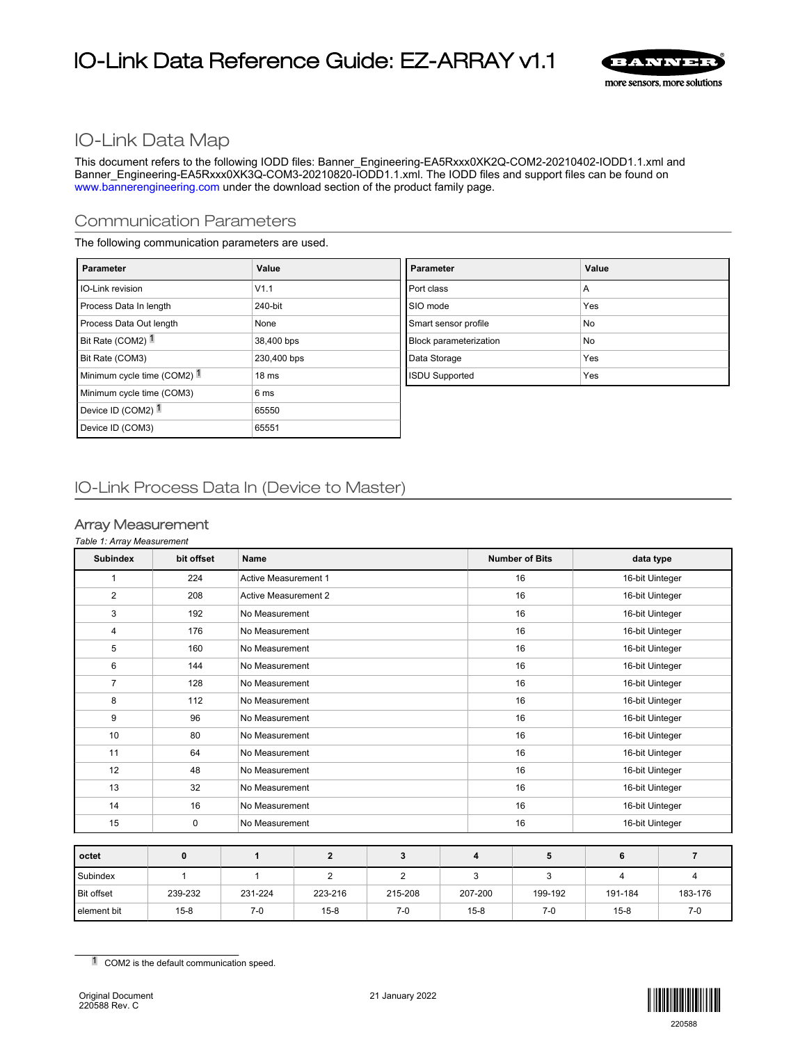# IO-Link Data Reference Guide: EZ-ARRAY v1.1

## IO-Link Data Map

This document refers to the following IODD files: Banner_Engineering-EA5Rxxx0XK2Q-COM2-20210402-IODD1.1.xml and Banner_Engineering-EA5Rxxx0XK3Q-COM3-20210820-IODD1.1.xml. The IODD files and support files can be found on www.bannerengineering.com under the download section of the product family page.

## Communication Parameters

The following communication parameters are used.

| Parameter | Value |
|---|---|
| IO-Link revision | V1.1 |
| Process Data In length | 240-bit |
| Process Data Out length | None |
| Bit Rate (COM2) [1] | 38,400 bps |
| Bit Rate (COM3) | 230,400 bps |
| Minimum cycle time (COM2) [1] | 18 ms |
| Minimum cycle time (COM3) | 6 ms |
| Device ID (COM2) [1] | 65550 |
| Device ID (COM3) | 65551 |

| Parameter | Value |
|---|---|
| Port class | A |
| SIO mode | Yes |
| Smart sensor profile | No |
| Block parameterization | No |
| Data Storage | Yes |
| ISDU Supported | Yes |

## IO-Link Process Data In (Device to Master)

### Array Measurement

*Table 1: Array Measurement*

| Subindex | bit offset | Name | Number of Bits | data type |
|---|---|---|---|---|
| 1 | 224 | Active Measurement 1 | 16 | 16-bit Uinteger |
| 2 | 208 | Active Measurement 2 | 16 | 16-bit Uinteger |
| 3 | 192 | No Measurement | 16 | 16-bit Uinteger |
| 4 | 176 | No Measurement | 16 | 16-bit Uinteger |
| 5 | 160 | No Measurement | 16 | 16-bit Uinteger |
| 6 | 144 | No Measurement | 16 | 16-bit Uinteger |
| 7 | 128 | No Measurement | 16 | 16-bit Uinteger |
| 8 | 112 | No Measurement | 16 | 16-bit Uinteger |
| 9 | 96 | No Measurement | 16 | 16-bit Uinteger |
| 10 | 80 | No Measurement | 16 | 16-bit Uinteger |
| 11 | 64 | No Measurement | 16 | 16-bit Uinteger |
| 12 | 48 | No Measurement | 16 | 16-bit Uinteger |
| 13 | 32 | No Measurement | 16 | 16-bit Uinteger |
| 14 | 16 | No Measurement | 16 | 16-bit Uinteger |
| 15 | 0 | No Measurement | 16 | 16-bit Uinteger |

| octet | 0 | 1 | 2 | 3 | 4 | 5 | 6 | 7 |
|---|---|---|---|---|---|---|---|---|
| Subindex | 1 | 1 | 2 | 2 | 3 | 3 | 4 | 4 |
| Bit offset | 239-232 | 231-224 | 223-216 | 215-208 | 207-200 | 199-192 | 191-184 | 183-176 |
| element bit | 15-8 | 7-0 | 15-8 | 7-0 | 15-8 | 7-0 | 15-8 | 7-0 |

[1] COM2 is the default communication speed.

Original Document
220588 Rev. C

21 January 2022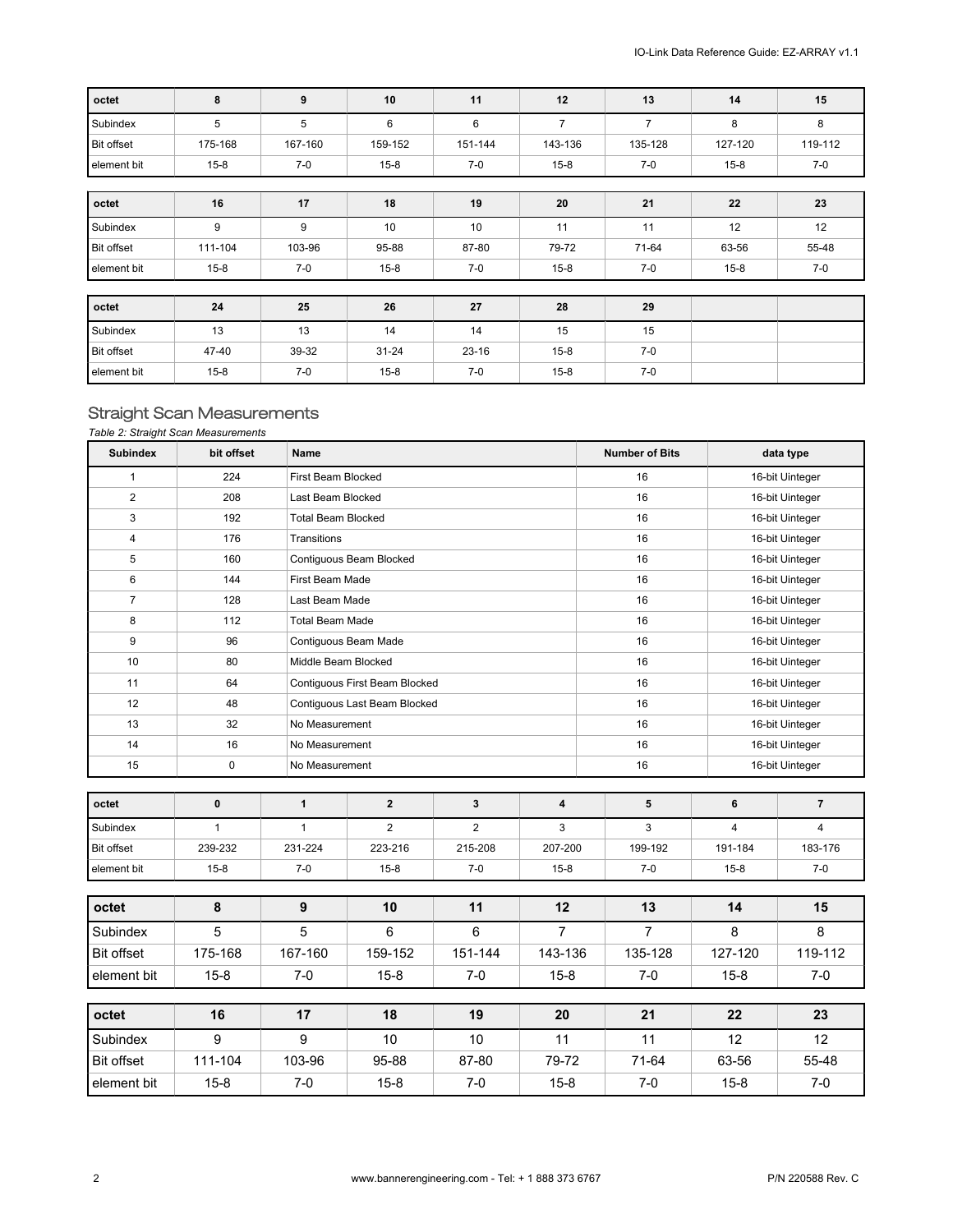| octet | 8 | 9 | 10 | 11 | 12 | 13 | 14 | 15 |
|---|---|---|---|---|---|---|---|---|
| Subindex | 5 | 5 | 6 | 6 | 7 | 7 | 8 | 8 |
| Bit offset | 175-168 | 167-160 | 159-152 | 151-144 | 143-136 | 135-128 | 127-120 | 119-112 |
| element bit | 15-8 | 7-0 | 15-8 | 7-0 | 15-8 | 7-0 | 15-8 | 7-0 |

| octet | 16 | 17 | 18 | 19 | 20 | 21 | 22 | 23 |
|---|---|---|---|---|---|---|---|---|
| Subindex | 9 | 9 | 10 | 10 | 11 | 11 | 12 | 12 |
| Bit offset | 111-104 | 103-96 | 95-88 | 87-80 | 79-72 | 71-64 | 63-56 | 55-48 |
| element bit | 15-8 | 7-0 | 15-8 | 7-0 | 15-8 | 7-0 | 15-8 | 7-0 |

| octet | 24 | 25 | 26 | 27 | 28 | 29 | | |
|---|---|---|---|---|---|---|---|---|
| Subindex | 13 | 13 | 14 | 14 | 15 | 15 | | |
| Bit offset | 47-40 | 39-32 | 31-24 | 23-16 | 15-8 | 7-0 | | |
| element bit | 15-8 | 7-0 | 15-8 | 7-0 | 15-8 | 7-0 | | |

## Straight Scan Measurements

*Table 2: Straight Scan Measurements*

| Subindex | bit offset | Name | Number of Bits | data type |
|---|---|---|---|---|
| 1 | 224 | First Beam Blocked | 16 | 16-bit Uinteger |
| 2 | 208 | Last Beam Blocked | 16 | 16-bit Uinteger |
| 3 | 192 | Total Beam Blocked | 16 | 16-bit Uinteger |
| 4 | 176 | Transitions | 16 | 16-bit Uinteger |
| 5 | 160 | Contiguous Beam Blocked | 16 | 16-bit Uinteger |
| 6 | 144 | First Beam Made | 16 | 16-bit Uinteger |
| 7 | 128 | Last Beam Made | 16 | 16-bit Uinteger |
| 8 | 112 | Total Beam Made | 16 | 16-bit Uinteger |
| 9 | 96 | Contiguous Beam Made | 16 | 16-bit Uinteger |
| 10 | 80 | Middle Beam Blocked | 16 | 16-bit Uinteger |
| 11 | 64 | Contiguous First Beam Blocked | 16 | 16-bit Uinteger |
| 12 | 48 | Contiguous Last Beam Blocked | 16 | 16-bit Uinteger |
| 13 | 32 | No Measurement | 16 | 16-bit Uinteger |
| 14 | 16 | No Measurement | 16 | 16-bit Uinteger |
| 15 | 0 | No Measurement | 16 | 16-bit Uinteger |

| octet | 0 | 1 | 2 | 3 | 4 | 5 | 6 | 7 |
|---|---|---|---|---|---|---|---|---|
| Subindex | 1 | 1 | 2 | 2 | 3 | 3 | 4 | 4 |
| Bit offset | 239-232 | 231-224 | 223-216 | 215-208 | 207-200 | 199-192 | 191-184 | 183-176 |
| element bit | 15-8 | 7-0 | 15-8 | 7-0 | 15-8 | 7-0 | 15-8 | 7-0 |

| octet | 8 | 9 | 10 | 11 | 12 | 13 | 14 | 15 |
|---|---|---|---|---|---|---|---|---|
| Subindex | 5 | 5 | 6 | 6 | 7 | 7 | 8 | 8 |
| Bit offset | 175-168 | 167-160 | 159-152 | 151-144 | 143-136 | 135-128 | 127-120 | 119-112 |
| element bit | 15-8 | 7-0 | 15-8 | 7-0 | 15-8 | 7-0 | 15-8 | 7-0 |

| octet | 16 | 17 | 18 | 19 | 20 | 21 | 22 | 23 |
|---|---|---|---|---|---|---|---|---|
| Subindex | 9 | 9 | 10 | 10 | 11 | 11 | 12 | 12 |
| Bit offset | 111-104 | 103-96 | 95-88 | 87-80 | 79-72 | 71-64 | 63-56 | 55-48 |
| element bit | 15-8 | 7-0 | 15-8 | 7-0 | 15-8 | 7-0 | 15-8 | 7-0 |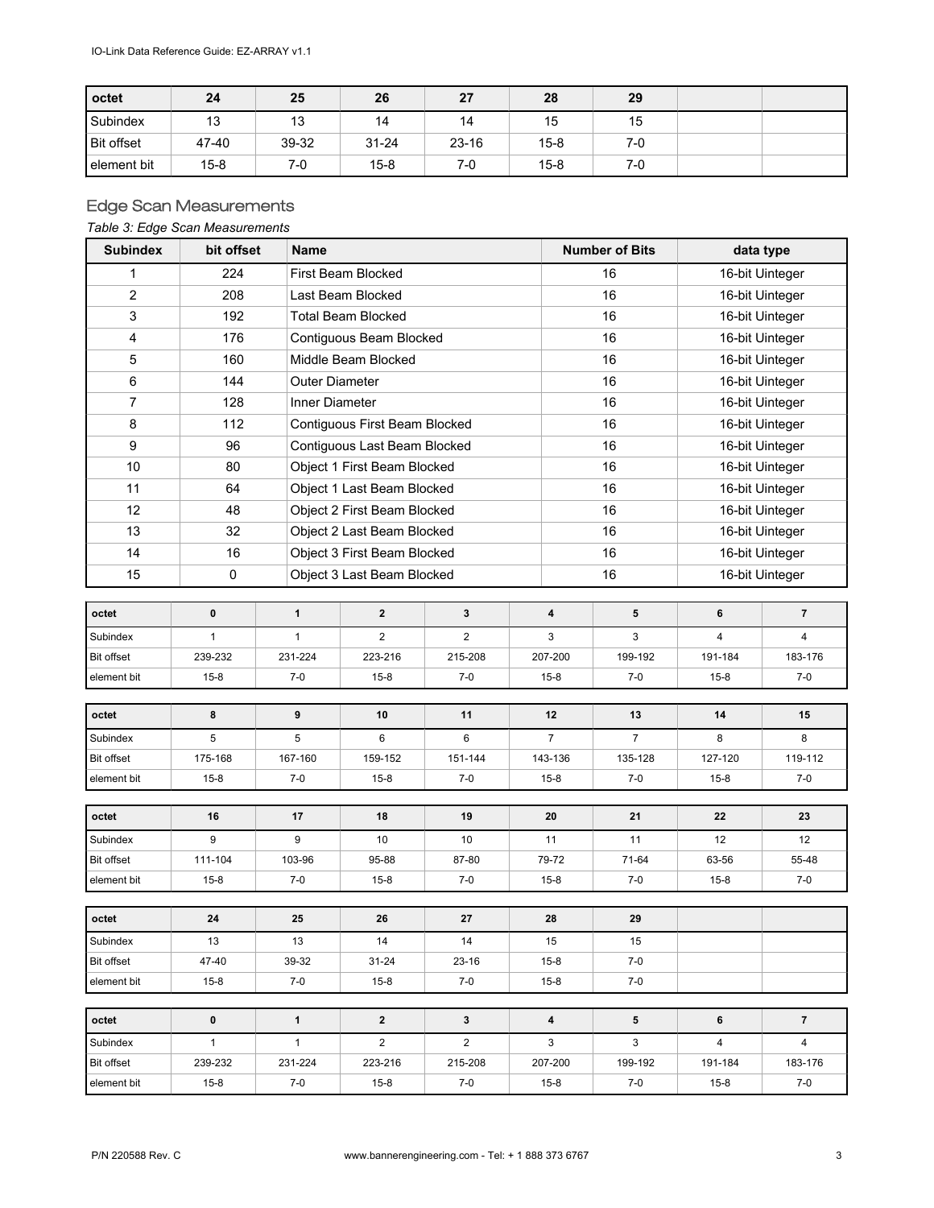| octet | 24 | 25 | 26 | 27 | 28 | 29 | | |
|---|---|---|---|---|---|---|---|---|
| Subindex | 13 | 13 | 14 | 14 | 15 | 15 | | |
| Bit offset | 47-40 | 39-32 | 31-24 | 23-16 | 15-8 | 7-0 | | |
| element bit | 15-8 | 7-0 | 15-8 | 7-0 | 15-8 | 7-0 | | |

## Edge Scan Measurements

*Table 3: Edge Scan Measurements*

| Subindex | bit offset | Name | Number of Bits | data type |
|---|---|---|---|---|
| 1 | 224 | First Beam Blocked | 16 | 16-bit Uinteger |
| 2 | 208 | Last Beam Blocked | 16 | 16-bit Uinteger |
| 3 | 192 | Total Beam Blocked | 16 | 16-bit Uinteger |
| 4 | 176 | Contiguous Beam Blocked | 16 | 16-bit Uinteger |
| 5 | 160 | Middle Beam Blocked | 16 | 16-bit Uinteger |
| 6 | 144 | Outer Diameter | 16 | 16-bit Uinteger |
| 7 | 128 | Inner Diameter | 16 | 16-bit Uinteger |
| 8 | 112 | Contiguous First Beam Blocked | 16 | 16-bit Uinteger |
| 9 | 96 | Contiguous Last Beam Blocked | 16 | 16-bit Uinteger |
| 10 | 80 | Object 1 First Beam Blocked | 16 | 16-bit Uinteger |
| 11 | 64 | Object 1 Last Beam Blocked | 16 | 16-bit Uinteger |
| 12 | 48 | Object 2 First Beam Blocked | 16 | 16-bit Uinteger |
| 13 | 32 | Object 2 Last Beam Blocked | 16 | 16-bit Uinteger |
| 14 | 16 | Object 3 First Beam Blocked | 16 | 16-bit Uinteger |
| 15 | 0 | Object 3 Last Beam Blocked | 16 | 16-bit Uinteger |

| octet | 0 | 1 | 2 | 3 | 4 | 5 | 6 | 7 |
|---|---|---|---|---|---|---|---|---|
| Subindex | 1 | 1 | 2 | 2 | 3 | 3 | 4 | 4 |
| Bit offset | 239-232 | 231-224 | 223-216 | 215-208 | 207-200 | 199-192 | 191-184 | 183-176 |
| element bit | 15-8 | 7-0 | 15-8 | 7-0 | 15-8 | 7-0 | 15-8 | 7-0 |

| octet | 8 | 9 | 10 | 11 | 12 | 13 | 14 | 15 |
|---|---|---|---|---|---|---|---|---|
| Subindex | 5 | 5 | 6 | 6 | 7 | 7 | 8 | 8 |
| Bit offset | 175-168 | 167-160 | 159-152 | 151-144 | 143-136 | 135-128 | 127-120 | 119-112 |
| element bit | 15-8 | 7-0 | 15-8 | 7-0 | 15-8 | 7-0 | 15-8 | 7-0 |

| octet | 16 | 17 | 18 | 19 | 20 | 21 | 22 | 23 |
|---|---|---|---|---|---|---|---|---|
| Subindex | 9 | 9 | 10 | 10 | 11 | 11 | 12 | 12 |
| Bit offset | 111-104 | 103-96 | 95-88 | 87-80 | 79-72 | 71-64 | 63-56 | 55-48 |
| element bit | 15-8 | 7-0 | 15-8 | 7-0 | 15-8 | 7-0 | 15-8 | 7-0 |

| octet | 24 | 25 | 26 | 27 | 28 | 29 | | |
|---|---|---|---|---|---|---|---|---|
| Subindex | 13 | 13 | 14 | 14 | 15 | 15 | | |
| Bit offset | 47-40 | 39-32 | 31-24 | 23-16 | 15-8 | 7-0 | | |
| element bit | 15-8 | 7-0 | 15-8 | 7-0 | 15-8 | 7-0 | | |

| octet | 0 | 1 | 2 | 3 | 4 | 5 | 6 | 7 |
|---|---|---|---|---|---|---|---|---|
| Subindex | 1 | 1 | 2 | 2 | 3 | 3 | 4 | 4 |
| Bit offset | 239-232 | 231-224 | 223-216 | 215-208 | 207-200 | 199-192 | 191-184 | 183-176 |
| element bit | 15-8 | 7-0 | 15-8 | 7-0 | 15-8 | 7-0 | 15-8 | 7-0 |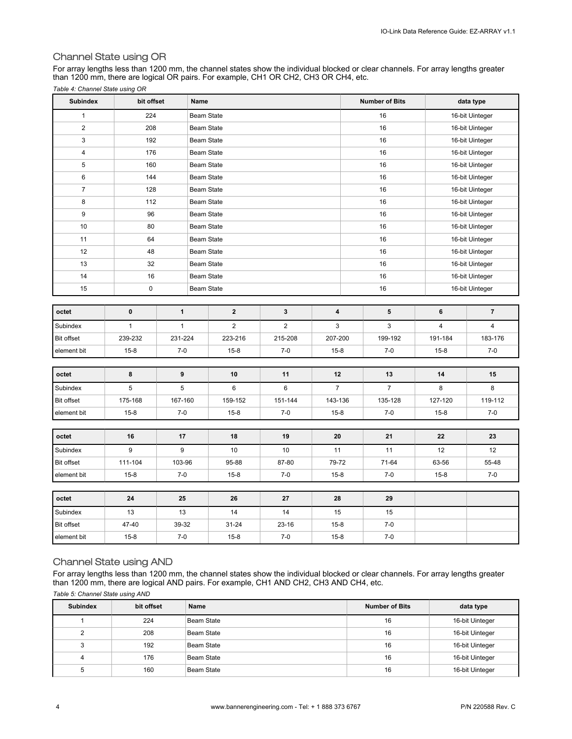## Channel State using OR

For array lengths less than 1200 mm, the channel states show the individual blocked or clear channels. For array lengths greater than 1200 mm, there are logical OR pairs. For example, CH1 OR CH2, CH3 OR CH4, etc.

*Table 4: Channel State using OR*

| Subindex | bit offset | Name | Number of Bits | data type |
|---|---|---|---|---|
| 1 | 224 | Beam State | 16 | 16-bit Uinteger |
| 2 | 208 | Beam State | 16 | 16-bit Uinteger |
| 3 | 192 | Beam State | 16 | 16-bit Uinteger |
| 4 | 176 | Beam State | 16 | 16-bit Uinteger |
| 5 | 160 | Beam State | 16 | 16-bit Uinteger |
| 6 | 144 | Beam State | 16 | 16-bit Uinteger |
| 7 | 128 | Beam State | 16 | 16-bit Uinteger |
| 8 | 112 | Beam State | 16 | 16-bit Uinteger |
| 9 | 96 | Beam State | 16 | 16-bit Uinteger |
| 10 | 80 | Beam State | 16 | 16-bit Uinteger |
| 11 | 64 | Beam State | 16 | 16-bit Uinteger |
| 12 | 48 | Beam State | 16 | 16-bit Uinteger |
| 13 | 32 | Beam State | 16 | 16-bit Uinteger |
| 14 | 16 | Beam State | 16 | 16-bit Uinteger |
| 15 | 0 | Beam State | 16 | 16-bit Uinteger |

| octet | 0 | 1 | 2 | 3 | 4 | 5 | 6 | 7 |
|---|---|---|---|---|---|---|---|---|
| Subindex | 1 | 1 | 2 | 2 | 3 | 3 | 4 | 4 |
| Bit offset | 239-232 | 231-224 | 223-216 | 215-208 | 207-200 | 199-192 | 191-184 | 183-176 |
| element bit | 15-8 | 7-0 | 15-8 | 7-0 | 15-8 | 7-0 | 15-8 | 7-0 |

| octet | 8 | 9 | 10 | 11 | 12 | 13 | 14 | 15 |
|---|---|---|---|---|---|---|---|---|
| Subindex | 5 | 5 | 6 | 6 | 7 | 7 | 8 | 8 |
| Bit offset | 175-168 | 167-160 | 159-152 | 151-144 | 143-136 | 135-128 | 127-120 | 119-112 |
| element bit | 15-8 | 7-0 | 15-8 | 7-0 | 15-8 | 7-0 | 15-8 | 7-0 |

| octet | 16 | 17 | 18 | 19 | 20 | 21 | 22 | 23 |
|---|---|---|---|---|---|---|---|---|
| Subindex | 9 | 9 | 10 | 10 | 11 | 11 | 12 | 12 |
| Bit offset | 111-104 | 103-96 | 95-88 | 87-80 | 79-72 | 71-64 | 63-56 | 55-48 |
| element bit | 15-8 | 7-0 | 15-8 | 7-0 | 15-8 | 7-0 | 15-8 | 7-0 |

| octet | 24 | 25 | 26 | 27 | 28 | 29 | | |
|---|---|---|---|---|---|---|---|---|
| Subindex | 13 | 13 | 14 | 14 | 15 | 15 | | |
| Bit offset | 47-40 | 39-32 | 31-24 | 23-16 | 15-8 | 7-0 | | |
| element bit | 15-8 | 7-0 | 15-8 | 7-0 | 15-8 | 7-0 | | |

## Channel State using AND

For array lengths less than 1200 mm, the channel states show the individual blocked or clear channels. For array lengths greater than 1200 mm, there are logical AND pairs. For example, CH1 AND CH2, CH3 AND CH4, etc.

*Table 5: Channel State using AND*

| Subindex | bit offset | Name | Number of Bits | data type |
|---|---|---|---|---|
| 1 | 224 | Beam State | 16 | 16-bit Uinteger |
| 2 | 208 | Beam State | 16 | 16-bit Uinteger |
| 3 | 192 | Beam State | 16 | 16-bit Uinteger |
| 4 | 176 | Beam State | 16 | 16-bit Uinteger |
| 5 | 160 | Beam State | 16 | 16-bit Uinteger |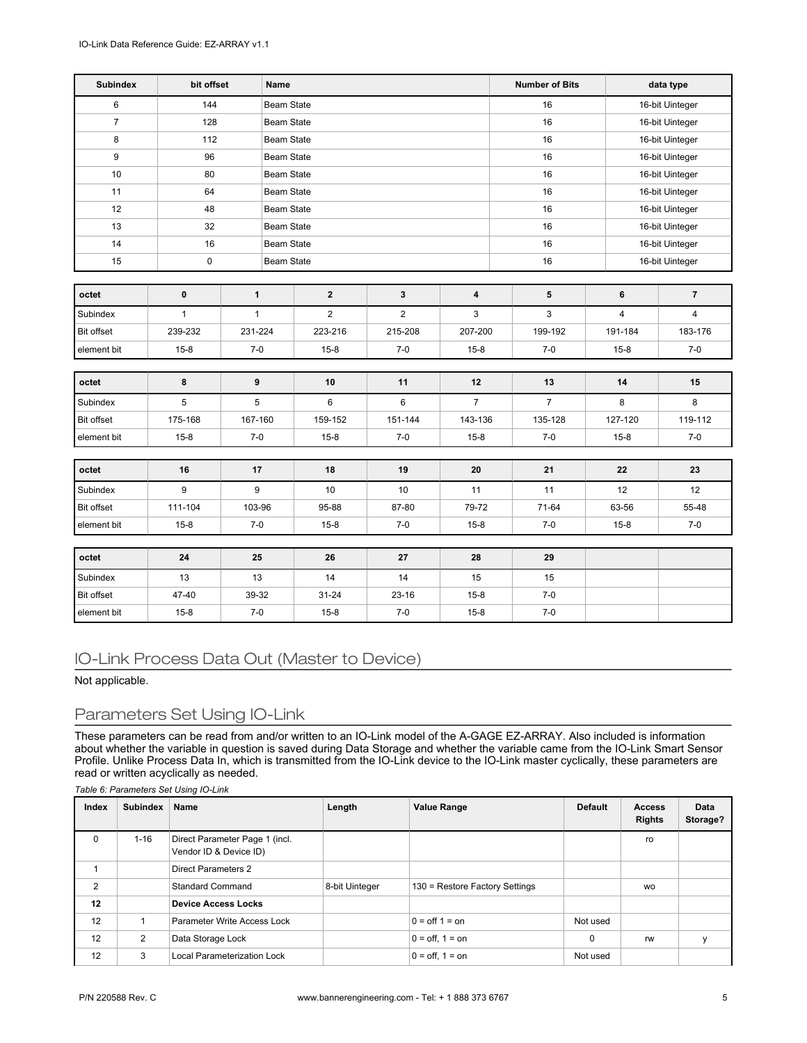| Subindex | bit offset | Name | Number of Bits | data type |
|---|---|---|---|---|
| 6 | 144 | Beam State | 16 | 16-bit Uinteger |
| 7 | 128 | Beam State | 16 | 16-bit Uinteger |
| 8 | 112 | Beam State | 16 | 16-bit Uinteger |
| 9 | 96 | Beam State | 16 | 16-bit Uinteger |
| 10 | 80 | Beam State | 16 | 16-bit Uinteger |
| 11 | 64 | Beam State | 16 | 16-bit Uinteger |
| 12 | 48 | Beam State | 16 | 16-bit Uinteger |
| 13 | 32 | Beam State | 16 | 16-bit Uinteger |
| 14 | 16 | Beam State | 16 | 16-bit Uinteger |
| 15 | 0 | Beam State | 16 | 16-bit Uinteger |

| octet | 0 | 1 | 2 | 3 | 4 | 5 | 6 | 7 |
|---|---|---|---|---|---|---|---|---|
| Subindex | 1 | 1 | 2 | 2 | 3 | 3 | 4 | 4 |
| Bit offset | 239-232 | 231-224 | 223-216 | 215-208 | 207-200 | 199-192 | 191-184 | 183-176 |
| element bit | 15-8 | 7-0 | 15-8 | 7-0 | 15-8 | 7-0 | 15-8 | 7-0 |

| octet | 8 | 9 | 10 | 11 | 12 | 13 | 14 | 15 |
|---|---|---|---|---|---|---|---|---|
| Subindex | 5 | 5 | 6 | 6 | 7 | 7 | 8 | 8 |
| Bit offset | 175-168 | 167-160 | 159-152 | 151-144 | 143-136 | 135-128 | 127-120 | 119-112 |
| element bit | 15-8 | 7-0 | 15-8 | 7-0 | 15-8 | 7-0 | 15-8 | 7-0 |

| octet | 16 | 17 | 18 | 19 | 20 | 21 | 22 | 23 |
|---|---|---|---|---|---|---|---|---|
| Subindex | 9 | 9 | 10 | 10 | 11 | 11 | 12 | 12 |
| Bit offset | 111-104 | 103-96 | 95-88 | 87-80 | 79-72 | 71-64 | 63-56 | 55-48 |
| element bit | 15-8 | 7-0 | 15-8 | 7-0 | 15-8 | 7-0 | 15-8 | 7-0 |

| octet | 24 | 25 | 26 | 27 | 28 | 29 | | |
|---|---|---|---|---|---|---|---|---|
| Subindex | 13 | 13 | 14 | 14 | 15 | 15 | | |
| Bit offset | 47-40 | 39-32 | 31-24 | 23-16 | 15-8 | 7-0 | | |
| element bit | 15-8 | 7-0 | 15-8 | 7-0 | 15-8 | 7-0 | | |

## IO-Link Process Data Out (Master to Device)

Not applicable.

## Parameters Set Using IO-Link

These parameters can be read from and/or written to an IO-Link model of the A-GAGE EZ-ARRAY. Also included is information about whether the variable in question is saved during Data Storage and whether the variable came from the IO-Link Smart Sensor Profile. Unlike Process Data In, which is transmitted from the IO-Link device to the IO-Link master cyclically, these parameters are read or written acyclically as needed.

*Table 6: Parameters Set Using IO-Link*

| Index | Subindex | Name | Length | Value Range | Default | Access Rights | Data Storage? |
|---|---|---|---|---|---|---|---|
| 0 | 1-16 | Direct Parameter Page 1 (incl. Vendor ID & Device ID) | | | | ro | |
| 1 | | Direct Parameters 2 | | | | | |
| 2 | | Standard Command | 8-bit Uinteger | 130 = Restore Factory Settings | | wo | |
| **12** | | **Device Access Locks** | | | | | |
| 12 | 1 | Parameter Write Access Lock | | 0 = off 1 = on | Not used | | |
| 12 | 2 | Data Storage Lock | | 0 = off, 1 = on | 0 | rw | y |
| 12 | 3 | Local Parameterization Lock | | 0 = off, 1 = on | Not used | | |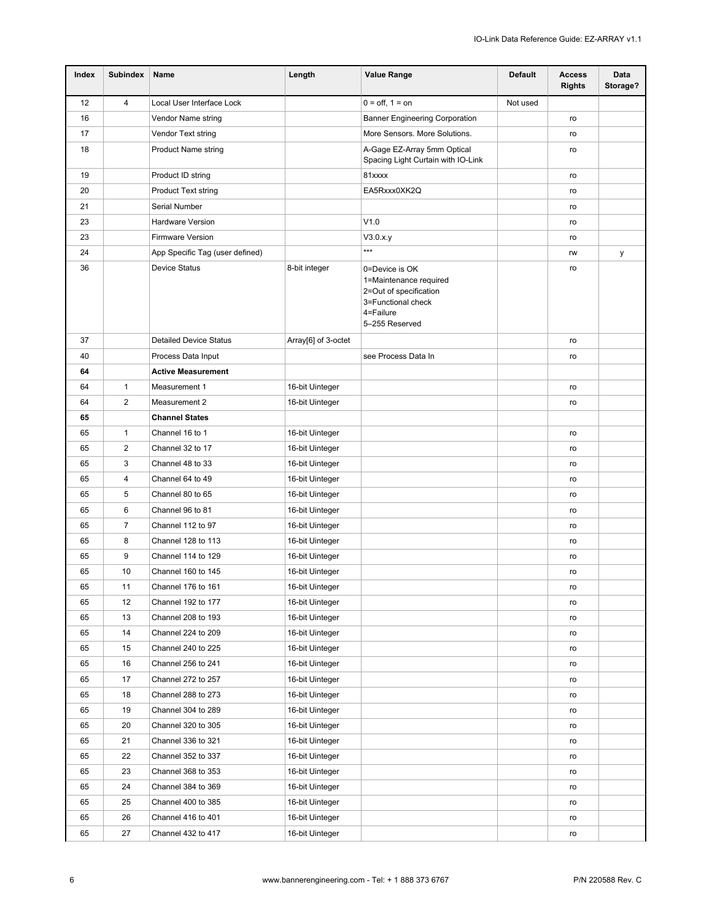| Index | Subindex | Name | Length | Value Range | Default | Access Rights | Data Storage? |
|---|---|---|---|---|---|---|---|
| 12 | 4 | Local User Interface Lock | | 0 = off, 1 = on | Not used | | |
| 16 | | Vendor Name string | | Banner Engineering Corporation | | ro | |
| 17 | | Vendor Text string | | More Sensors. More Solutions. | | ro | |
| 18 | | Product Name string | | A-Gage EZ-Array 5mm Optical Spacing Light Curtain with IO-Link | | ro | |
| 19 | | Product ID string | | 81xxxx | | ro | |
| 20 | | Product Text string | | EA5Rxxx0XK2Q | | ro | |
| 21 | | Serial Number | | | | ro | |
| 23 | | Hardware Version | | V1.0 | | ro | |
| 23 | | Firmware Version | | V3.0.x.y | | ro | |
| 24 | | App Specific Tag (user defined) | | *** | | rw | y |
| 36 | | Device Status | 8-bit integer | 0=Device is OK<br>1=Maintenance required<br>2=Out of specification<br>3=Functional check<br>4=Failure<br>5–255 Reserved | | ro | |
| 37 | | Detailed Device Status | Array[6] of 3-octet | | | ro | |
| 40 | | Process Data Input | | see Process Data In | | ro | |
| **64** | | **Active Measurement** | | | | | |
| 64 | 1 | Measurement 1 | 16-bit Uinteger | | | ro | |
| 64 | 2 | Measurement 2 | 16-bit Uinteger | | | ro | |
| **65** | | **Channel States** | | | | | |
| 65 | 1 | Channel 16 to 1 | 16-bit Uinteger | | | ro | |
| 65 | 2 | Channel 32 to 17 | 16-bit Uinteger | | | ro | |
| 65 | 3 | Channel 48 to 33 | 16-bit Uinteger | | | ro | |
| 65 | 4 | Channel 64 to 49 | 16-bit Uinteger | | | ro | |
| 65 | 5 | Channel 80 to 65 | 16-bit Uinteger | | | ro | |
| 65 | 6 | Channel 96 to 81 | 16-bit Uinteger | | | ro | |
| 65 | 7 | Channel 112 to 97 | 16-bit Uinteger | | | ro | |
| 65 | 8 | Channel 128 to 113 | 16-bit Uinteger | | | ro | |
| 65 | 9 | Channel 114 to 129 | 16-bit Uinteger | | | ro | |
| 65 | 10 | Channel 160 to 145 | 16-bit Uinteger | | | ro | |
| 65 | 11 | Channel 176 to 161 | 16-bit Uinteger | | | ro | |
| 65 | 12 | Channel 192 to 177 | 16-bit Uinteger | | | ro | |
| 65 | 13 | Channel 208 to 193 | 16-bit Uinteger | | | ro | |
| 65 | 14 | Channel 224 to 209 | 16-bit Uinteger | | | ro | |
| 65 | 15 | Channel 240 to 225 | 16-bit Uinteger | | | ro | |
| 65 | 16 | Channel 256 to 241 | 16-bit Uinteger | | | ro | |
| 65 | 17 | Channel 272 to 257 | 16-bit Uinteger | | | ro | |
| 65 | 18 | Channel 288 to 273 | 16-bit Uinteger | | | ro | |
| 65 | 19 | Channel 304 to 289 | 16-bit Uinteger | | | ro | |
| 65 | 20 | Channel 320 to 305 | 16-bit Uinteger | | | ro | |
| 65 | 21 | Channel 336 to 321 | 16-bit Uinteger | | | ro | |
| 65 | 22 | Channel 352 to 337 | 16-bit Uinteger | | | ro | |
| 65 | 23 | Channel 368 to 353 | 16-bit Uinteger | | | ro | |
| 65 | 24 | Channel 384 to 369 | 16-bit Uinteger | | | ro | |
| 65 | 25 | Channel 400 to 385 | 16-bit Uinteger | | | ro | |
| 65 | 26 | Channel 416 to 401 | 16-bit Uinteger | | | ro | |
| 65 | 27 | Channel 432 to 417 | 16-bit Uinteger | | | ro | |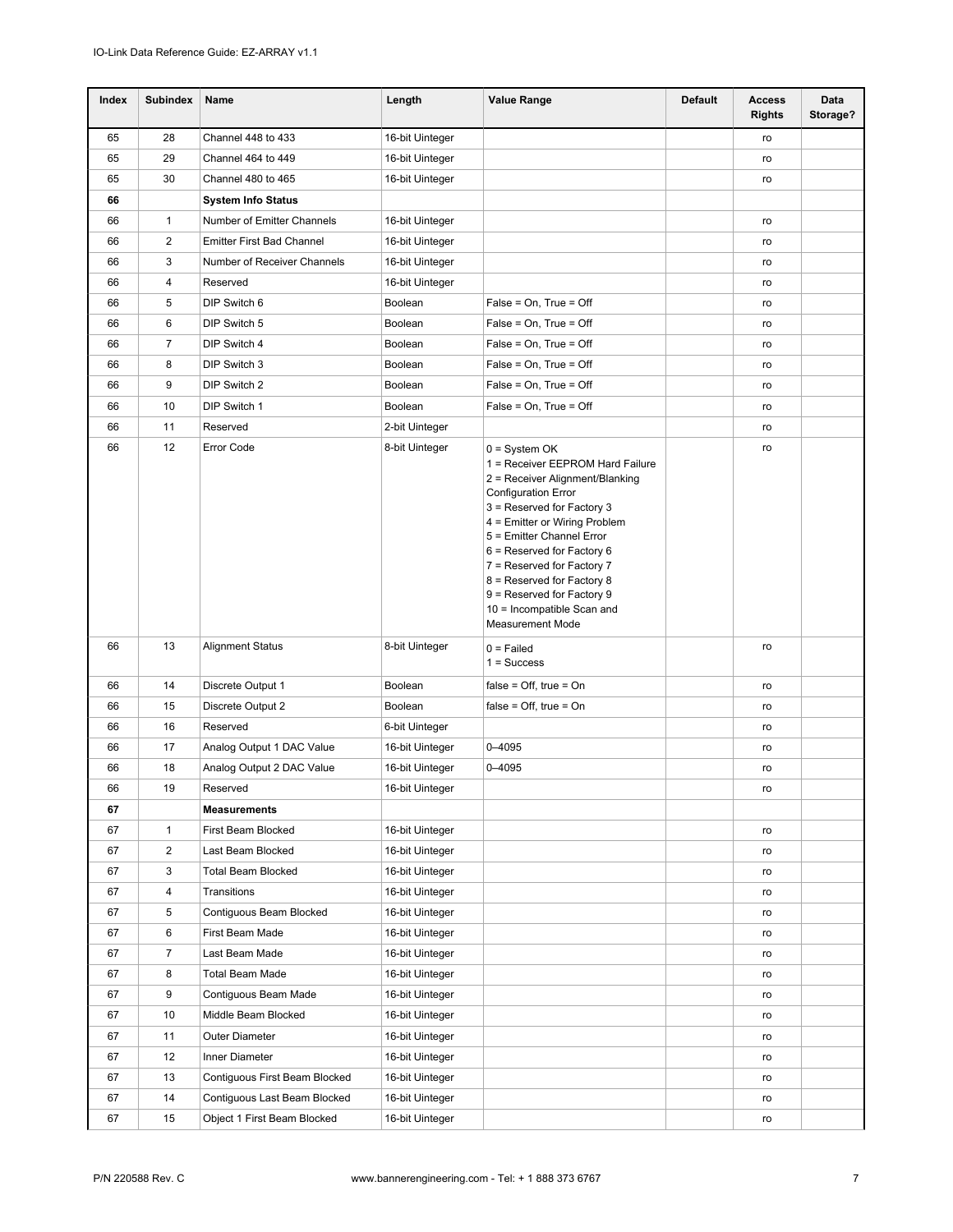| Index | Subindex | Name | Length | Value Range | Default | Access Rights | Data Storage? |
|---|---|---|---|---|---|---|---|
| 65 | 28 | Channel 448 to 433 | 16-bit Uinteger | | | ro | |
| 65 | 29 | Channel 464 to 449 | 16-bit Uinteger | | | ro | |
| 65 | 30 | Channel 480 to 465 | 16-bit Uinteger | | | ro | |
| **66** | | **System Info Status** | | | | | |
| 66 | 1 | Number of Emitter Channels | 16-bit Uinteger | | | ro | |
| 66 | 2 | Emitter First Bad Channel | 16-bit Uinteger | | | ro | |
| 66 | 3 | Number of Receiver Channels | 16-bit Uinteger | | | ro | |
| 66 | 4 | Reserved | 16-bit Uinteger | | | ro | |
| 66 | 5 | DIP Switch 6 | Boolean | False = On, True = Off | | ro | |
| 66 | 6 | DIP Switch 5 | Boolean | False = On, True = Off | | ro | |
| 66 | 7 | DIP Switch 4 | Boolean | False = On, True = Off | | ro | |
| 66 | 8 | DIP Switch 3 | Boolean | False = On, True = Off | | ro | |
| 66 | 9 | DIP Switch 2 | Boolean | False = On, True = Off | | ro | |
| 66 | 10 | DIP Switch 1 | Boolean | False = On, True = Off | | ro | |
| 66 | 11 | Reserved | 2-bit Uinteger | | | ro | |
| 66 | 12 | Error Code | 8-bit Uinteger | 0 = System OK<br>1 = Receiver EEPROM Hard Failure<br>2 = Receiver Alignment/Blanking Configuration Error<br>3 = Reserved for Factory 3<br>4 = Emitter or Wiring Problem<br>5 = Emitter Channel Error<br>6 = Reserved for Factory 6<br>7 = Reserved for Factory 7<br>8 = Reserved for Factory 8<br>9 = Reserved for Factory 9<br>10 = Incompatible Scan and Measurement Mode | | ro | |
| 66 | 13 | Alignment Status | 8-bit Uinteger | 0 = Failed<br>1 = Success | | ro | |
| 66 | 14 | Discrete Output 1 | Boolean | false = Off, true = On | | ro | |
| 66 | 15 | Discrete Output 2 | Boolean | false = Off, true = On | | ro | |
| 66 | 16 | Reserved | 6-bit Uinteger | | | ro | |
| 66 | 17 | Analog Output 1 DAC Value | 16-bit Uinteger | 0–4095 | | ro | |
| 66 | 18 | Analog Output 2 DAC Value | 16-bit Uinteger | 0–4095 | | ro | |
| 66 | 19 | Reserved | 16-bit Uinteger | | | ro | |
| **67** | | **Measurements** | | | | | |
| 67 | 1 | First Beam Blocked | 16-bit Uinteger | | | ro | |
| 67 | 2 | Last Beam Blocked | 16-bit Uinteger | | | ro | |
| 67 | 3 | Total Beam Blocked | 16-bit Uinteger | | | ro | |
| 67 | 4 | Transitions | 16-bit Uinteger | | | ro | |
| 67 | 5 | Contiguous Beam Blocked | 16-bit Uinteger | | | ro | |
| 67 | 6 | First Beam Made | 16-bit Uinteger | | | ro | |
| 67 | 7 | Last Beam Made | 16-bit Uinteger | | | ro | |
| 67 | 8 | Total Beam Made | 16-bit Uinteger | | | ro | |
| 67 | 9 | Contiguous Beam Made | 16-bit Uinteger | | | ro | |
| 67 | 10 | Middle Beam Blocked | 16-bit Uinteger | | | ro | |
| 67 | 11 | Outer Diameter | 16-bit Uinteger | | | ro | |
| 67 | 12 | Inner Diameter | 16-bit Uinteger | | | ro | |
| 67 | 13 | Contiguous First Beam Blocked | 16-bit Uinteger | | | ro | |
| 67 | 14 | Contiguous Last Beam Blocked | 16-bit Uinteger | | | ro | |
| 67 | 15 | Object 1 First Beam Blocked | 16-bit Uinteger | | | ro | |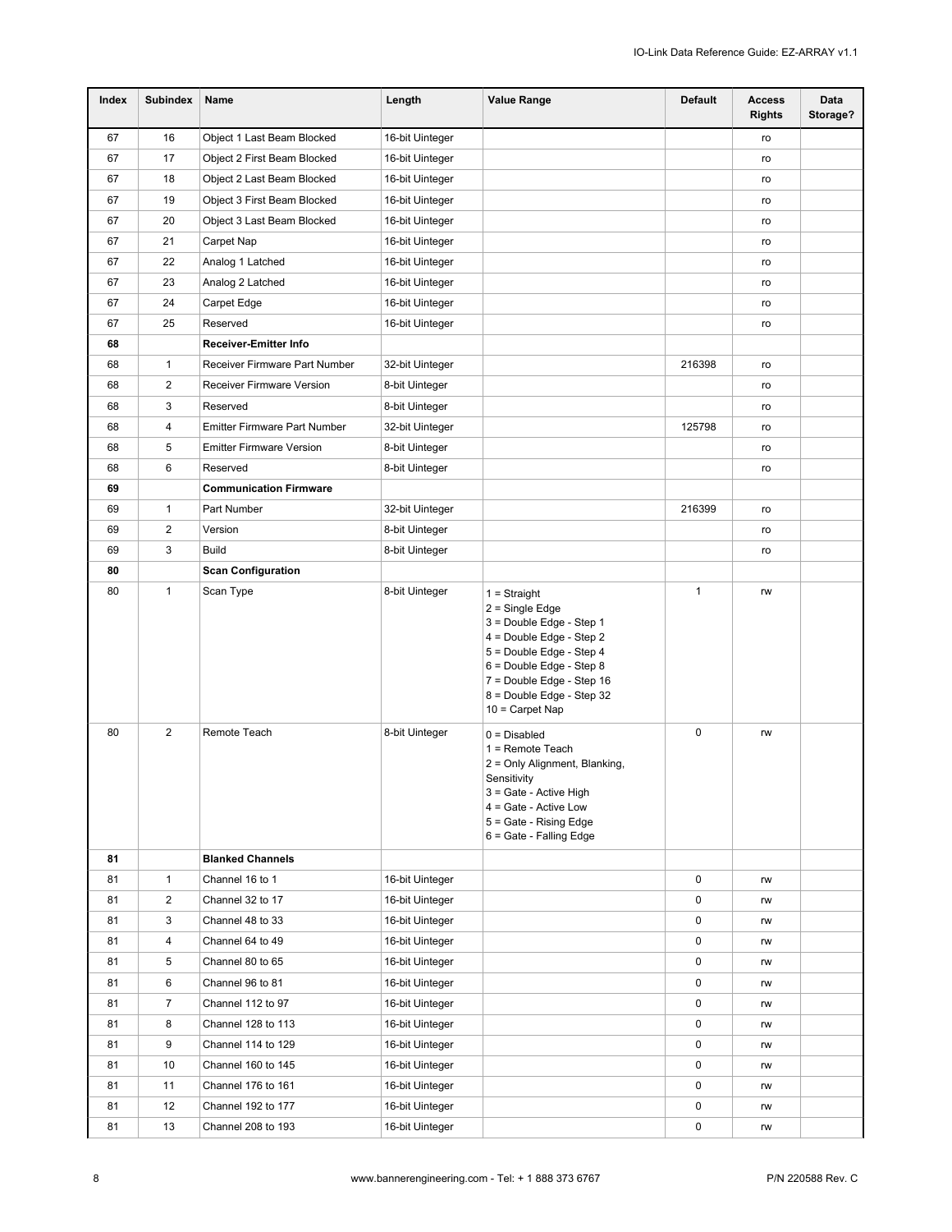| Index | Subindex | Name | Length | Value Range | Default | Access Rights | Data Storage? |
|---|---|---|---|---|---|---|---|
| 67 | 16 | Object 1 Last Beam Blocked | 16-bit Uinteger | | | ro | |
| 67 | 17 | Object 2 First Beam Blocked | 16-bit Uinteger | | | ro | |
| 67 | 18 | Object 2 Last Beam Blocked | 16-bit Uinteger | | | ro | |
| 67 | 19 | Object 3 First Beam Blocked | 16-bit Uinteger | | | ro | |
| 67 | 20 | Object 3 Last Beam Blocked | 16-bit Uinteger | | | ro | |
| 67 | 21 | Carpet Nap | 16-bit Uinteger | | | ro | |
| 67 | 22 | Analog 1 Latched | 16-bit Uinteger | | | ro | |
| 67 | 23 | Analog 2 Latched | 16-bit Uinteger | | | ro | |
| 67 | 24 | Carpet Edge | 16-bit Uinteger | | | ro | |
| 67 | 25 | Reserved | 16-bit Uinteger | | | ro | |
| **68** | | **Receiver-Emitter Info** | | | | | |
| 68 | 1 | Receiver Firmware Part Number | 32-bit Uinteger | | 216398 | ro | |
| 68 | 2 | Receiver Firmware Version | 8-bit Uinteger | | | ro | |
| 68 | 3 | Reserved | 8-bit Uinteger | | | ro | |
| 68 | 4 | Emitter Firmware Part Number | 32-bit Uinteger | | 125798 | ro | |
| 68 | 5 | Emitter Firmware Version | 8-bit Uinteger | | | ro | |
| 68 | 6 | Reserved | 8-bit Uinteger | | | ro | |
| **69** | | **Communication Firmware** | | | | | |
| 69 | 1 | Part Number | 32-bit Uinteger | | 216399 | ro | |
| 69 | 2 | Version | 8-bit Uinteger | | | ro | |
| 69 | 3 | Build | 8-bit Uinteger | | | ro | |
| **80** | | **Scan Configuration** | | | | | |
| 80 | 1 | Scan Type | 8-bit Uinteger | 1 = Straight<br>2 = Single Edge<br>3 = Double Edge - Step 1<br>4 = Double Edge - Step 2<br>5 = Double Edge - Step 4<br>6 = Double Edge - Step 8<br>7 = Double Edge - Step 16<br>8 = Double Edge - Step 32<br>10 = Carpet Nap | 1 | rw | |
| 80 | 2 | Remote Teach | 8-bit Uinteger | 0 = Disabled<br>1 = Remote Teach<br>2 = Only Alignment, Blanking, Sensitivity<br>3 = Gate - Active High<br>4 = Gate - Active Low<br>5 = Gate - Rising Edge<br>6 = Gate - Falling Edge | 0 | rw | |
| **81** | | **Blanked Channels** | | | | | |
| 81 | 1 | Channel 16 to 1 | 16-bit Uinteger | | 0 | rw | |
| 81 | 2 | Channel 32 to 17 | 16-bit Uinteger | | 0 | rw | |
| 81 | 3 | Channel 48 to 33 | 16-bit Uinteger | | 0 | rw | |
| 81 | 4 | Channel 64 to 49 | 16-bit Uinteger | | 0 | rw | |
| 81 | 5 | Channel 80 to 65 | 16-bit Uinteger | | 0 | rw | |
| 81 | 6 | Channel 96 to 81 | 16-bit Uinteger | | 0 | rw | |
| 81 | 7 | Channel 112 to 97 | 16-bit Uinteger | | 0 | rw | |
| 81 | 8 | Channel 128 to 113 | 16-bit Uinteger | | 0 | rw | |
| 81 | 9 | Channel 114 to 129 | 16-bit Uinteger | | 0 | rw | |
| 81 | 10 | Channel 160 to 145 | 16-bit Uinteger | | 0 | rw | |
| 81 | 11 | Channel 176 to 161 | 16-bit Uinteger | | 0 | rw | |
| 81 | 12 | Channel 192 to 177 | 16-bit Uinteger | | 0 | rw | |
| 81 | 13 | Channel 208 to 193 | 16-bit Uinteger | | 0 | rw | |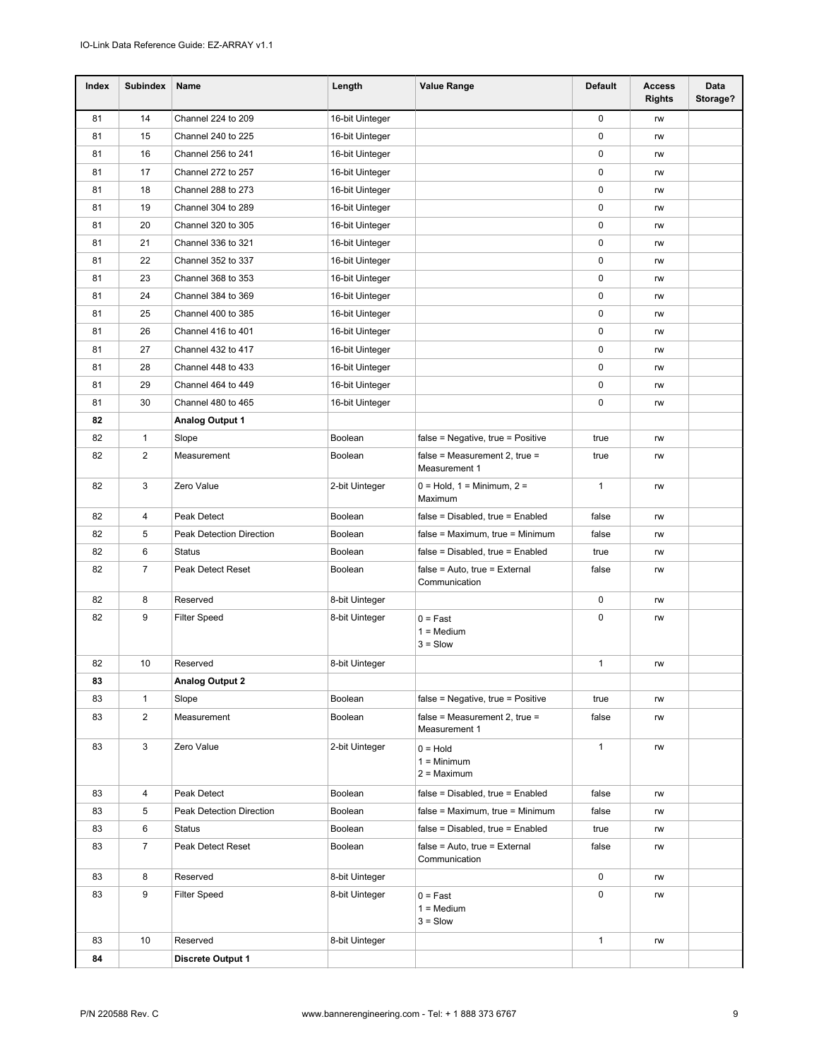| Index | Subindex | Name | Length | Value Range | Default | Access Rights | Data Storage? |
|---|---|---|---|---|---|---|---|
| 81 | 14 | Channel 224 to 209 | 16-bit Uinteger | | 0 | rw | |
| 81 | 15 | Channel 240 to 225 | 16-bit Uinteger | | 0 | rw | |
| 81 | 16 | Channel 256 to 241 | 16-bit Uinteger | | 0 | rw | |
| 81 | 17 | Channel 272 to 257 | 16-bit Uinteger | | 0 | rw | |
| 81 | 18 | Channel 288 to 273 | 16-bit Uinteger | | 0 | rw | |
| 81 | 19 | Channel 304 to 289 | 16-bit Uinteger | | 0 | rw | |
| 81 | 20 | Channel 320 to 305 | 16-bit Uinteger | | 0 | rw | |
| 81 | 21 | Channel 336 to 321 | 16-bit Uinteger | | 0 | rw | |
| 81 | 22 | Channel 352 to 337 | 16-bit Uinteger | | 0 | rw | |
| 81 | 23 | Channel 368 to 353 | 16-bit Uinteger | | 0 | rw | |
| 81 | 24 | Channel 384 to 369 | 16-bit Uinteger | | 0 | rw | |
| 81 | 25 | Channel 400 to 385 | 16-bit Uinteger | | 0 | rw | |
| 81 | 26 | Channel 416 to 401 | 16-bit Uinteger | | 0 | rw | |
| 81 | 27 | Channel 432 to 417 | 16-bit Uinteger | | 0 | rw | |
| 81 | 28 | Channel 448 to 433 | 16-bit Uinteger | | 0 | rw | |
| 81 | 29 | Channel 464 to 449 | 16-bit Uinteger | | 0 | rw | |
| 81 | 30 | Channel 480 to 465 | 16-bit Uinteger | | 0 | rw | |
| **82** | | **Analog Output 1** | | | | | |
| 82 | 1 | Slope | Boolean | false = Negative, true = Positive | true | rw | |
| 82 | 2 | Measurement | Boolean | false = Measurement 2, true = Measurement 1 | true | rw | |
| 82 | 3 | Zero Value | 2-bit Uinteger | 0 = Hold, 1 = Minimum, 2 = Maximum | 1 | rw | |
| 82 | 4 | Peak Detect | Boolean | false = Disabled, true = Enabled | false | rw | |
| 82 | 5 | Peak Detection Direction | Boolean | false = Maximum, true = Minimum | false | rw | |
| 82 | 6 | Status | Boolean | false = Disabled, true = Enabled | true | rw | |
| 82 | 7 | Peak Detect Reset | Boolean | false = Auto, true = External Communication | false | rw | |
| 82 | 8 | Reserved | 8-bit Uinteger | | 0 | rw | |
| 82 | 9 | Filter Speed | 8-bit Uinteger | 0 = Fast<br>1 = Medium<br>3 = Slow | 0 | rw | |
| 82 | 10 | Reserved | 8-bit Uinteger | | 1 | rw | |
| **83** | | **Analog Output 2** | | | | | |
| 83 | 1 | Slope | Boolean | false = Negative, true = Positive | true | rw | |
| 83 | 2 | Measurement | Boolean | false = Measurement 2, true = Measurement 1 | false | rw | |
| 83 | 3 | Zero Value | 2-bit Uinteger | 0 = Hold<br>1 = Minimum<br>2 = Maximum | 1 | rw | |
| 83 | 4 | Peak Detect | Boolean | false = Disabled, true = Enabled | false | rw | |
| 83 | 5 | Peak Detection Direction | Boolean | false = Maximum, true = Minimum | false | rw | |
| 83 | 6 | Status | Boolean | false = Disabled, true = Enabled | true | rw | |
| 83 | 7 | Peak Detect Reset | Boolean | false = Auto, true = External Communication | false | rw | |
| 83 | 8 | Reserved | 8-bit Uinteger | | 0 | rw | |
| 83 | 9 | Filter Speed | 8-bit Uinteger | 0 = Fast<br>1 = Medium<br>3 = Slow | 0 | rw | |
| 83 | 10 | Reserved | 8-bit Uinteger | | 1 | rw | |
| **84** | | **Discrete Output 1** | | | | | |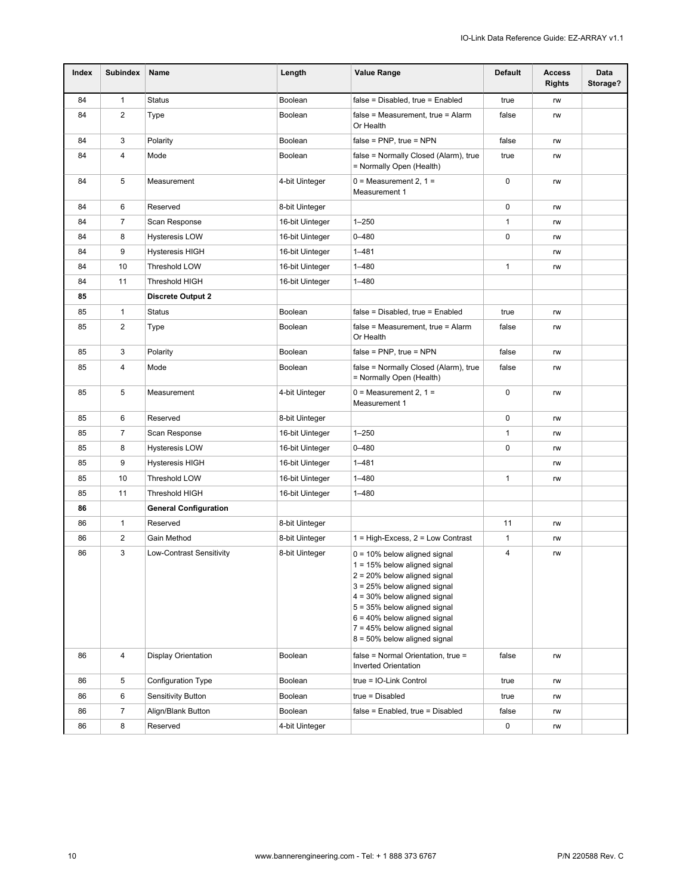| Index | Subindex | Name | Length | Value Range | Default | Access Rights | Data Storage? |
|---|---|---|---|---|---|---|---|
| 84 | 1 | Status | Boolean | false = Disabled, true = Enabled | true | rw | |
| 84 | 2 | Type | Boolean | false = Measurement, true = Alarm Or Health | false | rw | |
| 84 | 3 | Polarity | Boolean | false = PNP, true = NPN | false | rw | |
| 84 | 4 | Mode | Boolean | false = Normally Closed (Alarm), true = Normally Open (Health) | true | rw | |
| 84 | 5 | Measurement | 4-bit Uinteger | 0 = Measurement 2, 1 = Measurement 1 | 0 | rw | |
| 84 | 6 | Reserved | 8-bit Uinteger | | 0 | rw | |
| 84 | 7 | Scan Response | 16-bit Uinteger | 1–250 | 1 | rw | |
| 84 | 8 | Hysteresis LOW | 16-bit Uinteger | 0–480 | 0 | rw | |
| 84 | 9 | Hysteresis HIGH | 16-bit Uinteger | 1–481 | | rw | |
| 84 | 10 | Threshold LOW | 16-bit Uinteger | 1–480 | 1 | rw | |
| 84 | 11 | Threshold HIGH | 16-bit Uinteger | 1–480 | | | |
| **85** | | **Discrete Output 2** | | | | | |
| 85 | 1 | Status | Boolean | false = Disabled, true = Enabled | true | rw | |
| 85 | 2 | Type | Boolean | false = Measurement, true = Alarm Or Health | false | rw | |
| 85 | 3 | Polarity | Boolean | false = PNP, true = NPN | false | rw | |
| 85 | 4 | Mode | Boolean | false = Normally Closed (Alarm), true = Normally Open (Health) | false | rw | |
| 85 | 5 | Measurement | 4-bit Uinteger | 0 = Measurement 2, 1 = Measurement 1 | 0 | rw | |
| 85 | 6 | Reserved | 8-bit Uinteger | | 0 | rw | |
| 85 | 7 | Scan Response | 16-bit Uinteger | 1–250 | 1 | rw | |
| 85 | 8 | Hysteresis LOW | 16-bit Uinteger | 0–480 | 0 | rw | |
| 85 | 9 | Hysteresis HIGH | 16-bit Uinteger | 1–481 | | rw | |
| 85 | 10 | Threshold LOW | 16-bit Uinteger | 1–480 | 1 | rw | |
| 85 | 11 | Threshold HIGH | 16-bit Uinteger | 1–480 | | | |
| **86** | | **General Configuration** | | | | | |
| 86 | 1 | Reserved | 8-bit Uinteger | | 11 | rw | |
| 86 | 2 | Gain Method | 8-bit Uinteger | 1 = High-Excess, 2 = Low Contrast | 1 | rw | |
| 86 | 3 | Low-Contrast Sensitivity | 8-bit Uinteger | 0 = 10% below aligned signal<br>1 = 15% below aligned signal<br>2 = 20% below aligned signal<br>3 = 25% below aligned signal<br>4 = 30% below aligned signal<br>5 = 35% below aligned signal<br>6 = 40% below aligned signal<br>7 = 45% below aligned signal<br>8 = 50% below aligned signal | 4 | rw | |
| 86 | 4 | Display Orientation | Boolean | false = Normal Orientation, true = Inverted Orientation | false | rw | |
| 86 | 5 | Configuration Type | Boolean | true = IO-Link Control | true | rw | |
| 86 | 6 | Sensitivity Button | Boolean | true = Disabled | true | rw | |
| 86 | 7 | Align/Blank Button | Boolean | false = Enabled, true = Disabled | false | rw | |
| 86 | 8 | Reserved | 4-bit Uinteger | | 0 | rw | |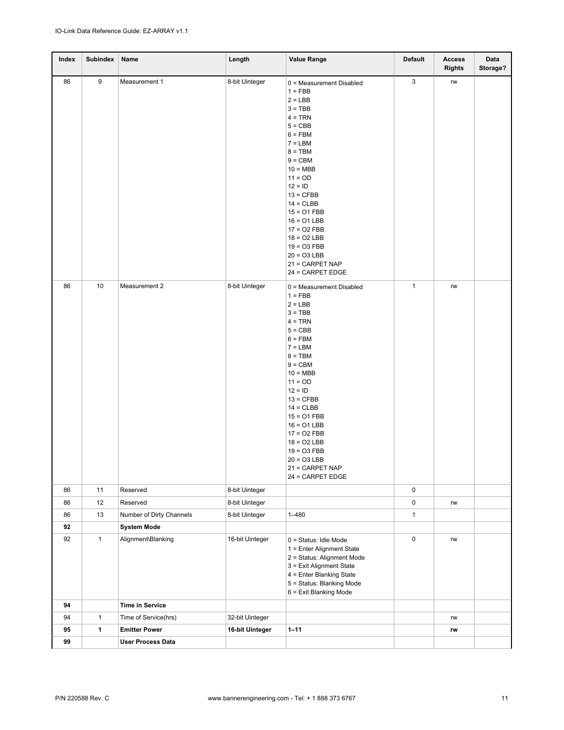| Index | Subindex | Name | Length | Value Range | Default | Access Rights | Data Storage? |
|---|---|---|---|---|---|---|---|
| 86 | 9 | Measurement 1 | 8-bit Uinteger | 0 = Measurement Disabled<br>1 = FBB<br>2 = LBB<br>3 = TBB<br>4 = TRN<br>5 = CBB<br>6 = FBM<br>7 = LBM<br>8 = TBM<br>9 = CBM<br>10 = MBB<br>11 = OD<br>12 = ID<br>13 = CFBB<br>14 = CLBB<br>15 = O1 FBB<br>16 = O1 LBB<br>17 = O2 FBB<br>18 = O2 LBB<br>19 = O3 FBB<br>20 = O3 LBB<br>21 = CARPET NAP<br>24 = CARPET EDGE | 3 | rw | |
| 86 | 10 | Measurement 2 | 8-bit Uinteger | 0 = Measurement Disabled<br>1 = FBB<br>2 = LBB<br>3 = TBB<br>4 = TRN<br>5 = CBB<br>6 = FBM<br>7 = LBM<br>8 = TBM<br>9 = CBM<br>10 = MBB<br>11 = OD<br>12 = ID<br>13 = CFBB<br>14 = CLBB<br>15 = O1 FBB<br>16 = O1 LBB<br>17 = O2 FBB<br>18 = O2 LBB<br>19 = O3 FBB<br>20 = O3 LBB<br>21 = CARPET NAP<br>24 = CARPET EDGE | 1 | rw | |
| 86 | 11 | Reserved | 8-bit Uinteger | | 0 | | |
| 86 | 12 | Reserved | 8-bit Uinteger | | 0 | rw | |
| 86 | 13 | Number of Dirty Channels | 8-bit Uinteger | 1–480 | 1 | | |
| **92** | | **System Mode** | | | | | |
| 92 | 1 | Alignment\Blanking | 16-bit Uinteger | 0 = Status: Idle Mode<br>1 = Enter Alignment State<br>2 = Status: Alignment Mode<br>3 = Exit Alignment State<br>4 = Enter Blanking State<br>5 = Status: Blanking Mode<br>6 = Exit Blanking Mode | 0 | rw | |
| **94** | | **Time in Service** | | | | | |
| 94 | 1 | Time of Service(hrs) | 32-bit Uinteger | | | rw | |
| **95** | **1** | **Emitter Power** | **16-bit Uinteger** | **1–11** | | **rw** | |
| **99** | | **User Process Data** | | | | | |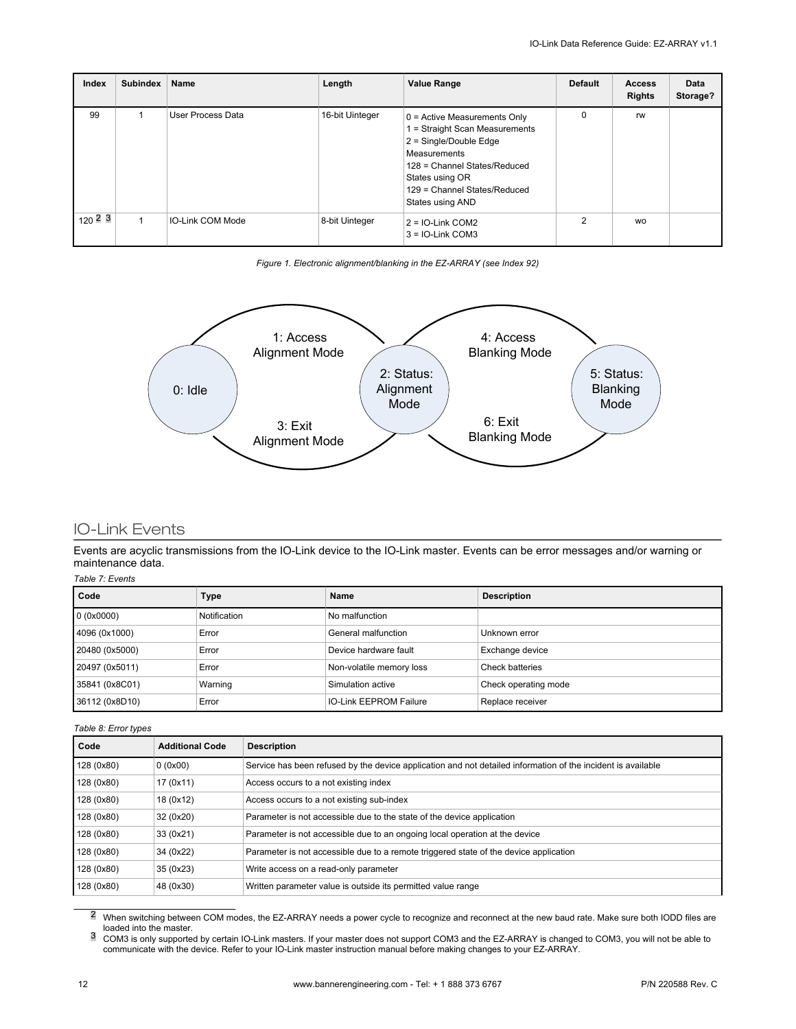| Index | Subindex | Name | Length | Value Range | Default | Access Rights | Data Storage? |
|---|---|---|---|---|---|---|---|
| 99 | 1 | User Process Data | 16-bit Uinteger | 0 = Active Measurements Only<br>1 = Straight Scan Measurements<br>2 = Single/Double Edge Measurements<br>128 = Channel States/Reduced States using OR<br>129 = Channel States/Reduced States using AND | 0 | rw | |
| 120 [2] [3] | 1 | IO-Link COM Mode | 8-bit Uinteger | 2 = IO-Link COM2<br>3 = IO-Link COM3 | 2 | wo | |

*Figure 1. Electronic alignment/blanking in the EZ-ARRAY (see Index 92)*

0: Idle — 1: Access Alignment Mode — 2: Status: Alignment Mode — 3: Exit Alignment Mode — 4: Access Blanking Mode — 5: Status: Blanking Mode — 6: Exit Blanking Mode

## IO-Link Events

Events are acyclic transmissions from the IO-Link device to the IO-Link master. Events can be error messages and/or warning or maintenance data.

*Table 7: Events*

| Code | Type | Name | Description |
|---|---|---|---|
| 0 (0x0000) | Notification | No malfunction | |
| 4096 (0x1000) | Error | General malfunction | Unknown error |
| 20480 (0x5000) | Error | Device hardware fault | Exchange device |
| 20497 (0x5011) | Error | Non-volatile memory loss | Check batteries |
| 35841 (0x8C01) | Warning | Simulation active | Check operating mode |
| 36112 (0x8D10) | Error | IO-Link EEPROM Failure | Replace receiver |

*Table 8: Error types*

| Code | Additional Code | Description |
|---|---|---|
| 128 (0x80) | 0 (0x00) | Service has been refused by the device application and not detailed information of the incident is available |
| 128 (0x80) | 17 (0x11) | Access occurs to a not existing index |
| 128 (0x80) | 18 (0x12) | Access occurs to a not existing sub-index |
| 128 (0x80) | 32 (0x20) | Parameter is not accessible due to the state of the device application |
| 128 (0x80) | 33 (0x21) | Parameter is not accessible due to an ongoing local operation at the device |
| 128 (0x80) | 34 (0x22) | Parameter is not accessible due to a remote triggered state of the device application |
| 128 (0x80) | 35 (0x23) | Write access on a read-only parameter |
| 128 (0x80) | 48 (0x30) | Written parameter value is outside its permitted value range |

[2] When switching between COM modes, the EZ-ARRAY needs a power cycle to recognize and reconnect at the new baud rate. Make sure both IODD files are loaded into the master.

[3] COM3 is only supported by certain IO-Link masters. If your master does not support COM3 and the EZ-ARRAY is changed to COM3, you will not be able to communicate with the device. Refer to your IO-Link master instruction manual before making changes to your EZ-ARRAY.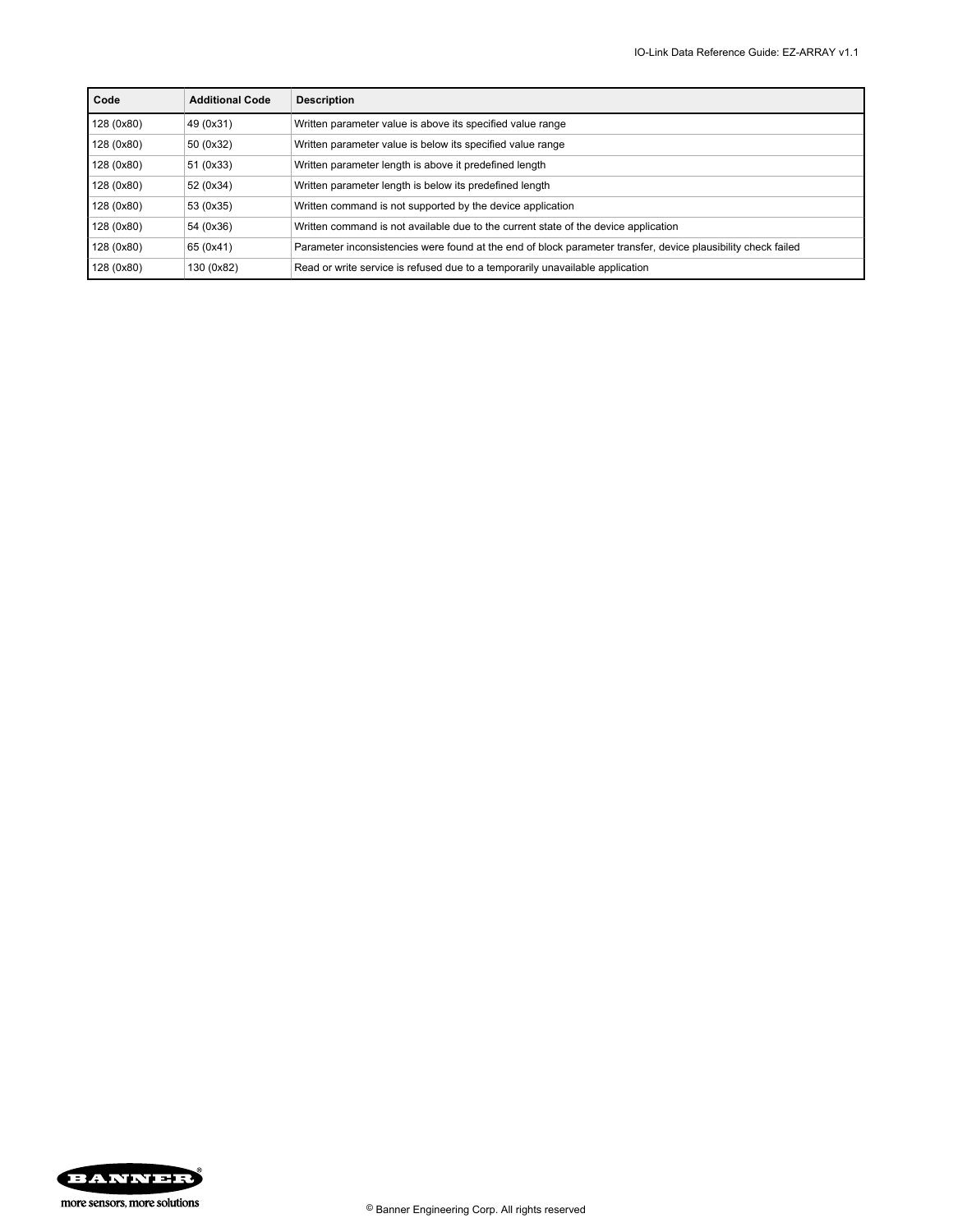| Code | Additional Code | Description |
| --- | --- | --- |
| 128 (0x80) | 49 (0x31) | Written parameter value is above its specified value range |
| 128 (0x80) | 50 (0x32) | Written parameter value is below its specified value range |
| 128 (0x80) | 51 (0x33) | Written parameter length is above it predefined length |
| 128 (0x80) | 52 (0x34) | Written parameter length is below its predefined length |
| 128 (0x80) | 53 (0x35) | Written command is not supported by the device application |
| 128 (0x80) | 54 (0x36) | Written command is not available due to the current state of the device application |
| 128 (0x80) | 65 (0x41) | Parameter inconsistencies were found at the end of block parameter transfer, device plausibility check failed |
| 128 (0x80) | 130 (0x82) | Read or write service is refused due to a temporarily unavailable application |